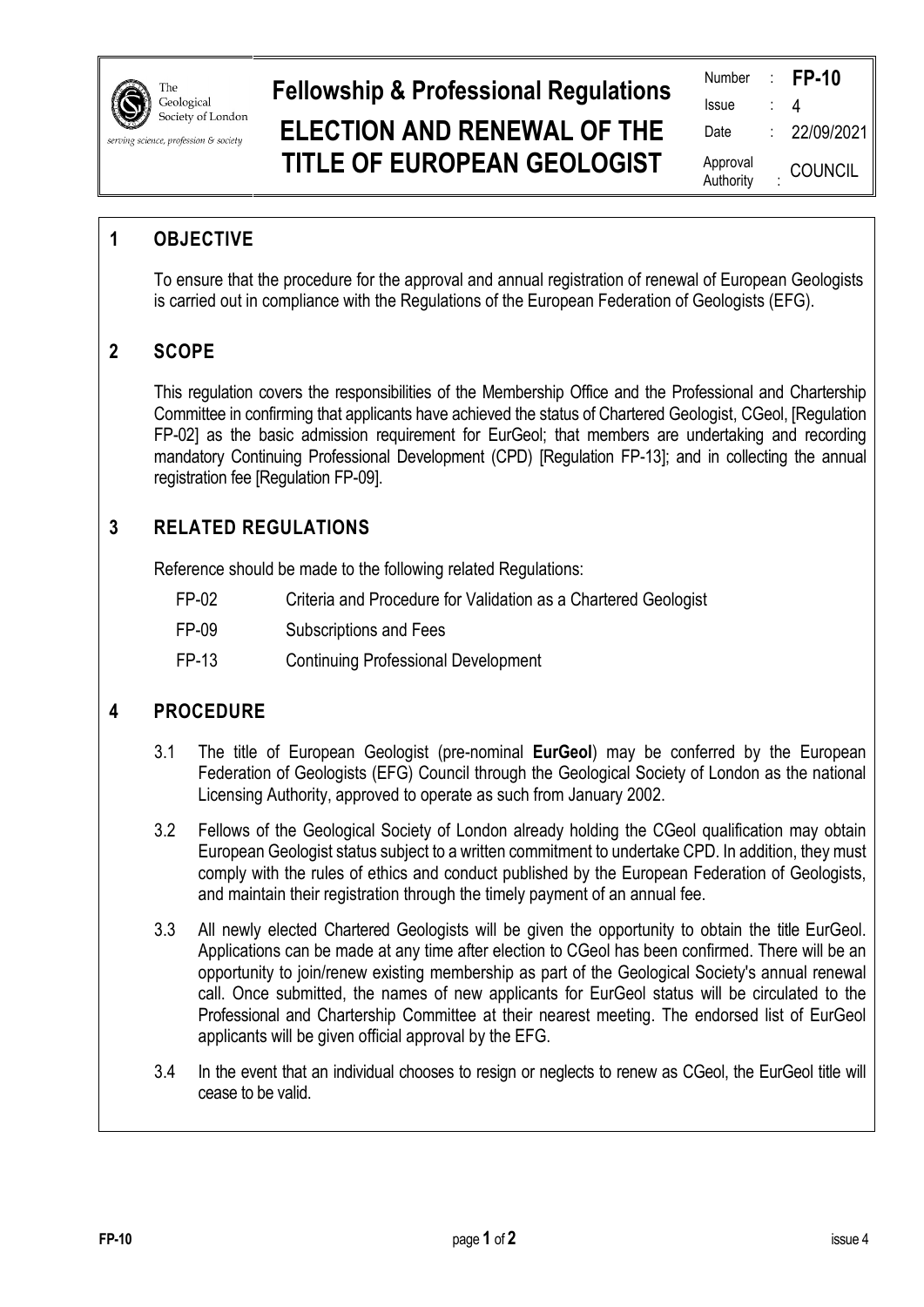The Geological Society of London
*serving science, profession & society*

# Fellowship & Professional Regulations

# ELECTION AND RENEWAL OF THE TITLE OF EUROPEAN GEOLOGIST

| | | |
|---|---|---|
| Number | : | **FP-10** |
| Issue | : | 4 |
| Date | : | 22/09/2021 |
| Approval Authority | : | COUNCIL |

## 1 OBJECTIVE

To ensure that the procedure for the approval and annual registration of renewal of European Geologists is carried out in compliance with the Regulations of the European Federation of Geologists (EFG).

## 2 SCOPE

This regulation covers the responsibilities of the Membership Office and the Professional and Chartership Committee in confirming that applicants have achieved the status of Chartered Geologist, CGeol, [Regulation FP-02] as the basic admission requirement for EurGeol; that members are undertaking and recording mandatory Continuing Professional Development (CPD) [Regulation FP-13]; and in collecting the annual registration fee [Regulation FP-09].

## 3 RELATED REGULATIONS

Reference should be made to the following related Regulations:

| | |
|---|---|
| FP-02 | Criteria and Procedure for Validation as a Chartered Geologist |
| FP-09 | Subscriptions and Fees |
| FP-13 | Continuing Professional Development |

## 4 PROCEDURE

3.1 The title of European Geologist (pre-nominal **EurGeol**) may be conferred by the European Federation of Geologists (EFG) Council through the Geological Society of London as the national Licensing Authority, approved to operate as such from January 2002.

3.2 Fellows of the Geological Society of London already holding the CGeol qualification may obtain European Geologist status subject to a written commitment to undertake CPD. In addition, they must comply with the rules of ethics and conduct published by the European Federation of Geologists, and maintain their registration through the timely payment of an annual fee.

3.3 All newly elected Chartered Geologists will be given the opportunity to obtain the title EurGeol. Applications can be made at any time after election to CGeol has been confirmed. There will be an opportunity to join/renew existing membership as part of the Geological Society's annual renewal call. Once submitted, the names of new applicants for EurGeol status will be circulated to the Professional and Chartership Committee at their nearest meeting. The endorsed list of EurGeol applicants will be given official approval by the EFG.

3.4 In the event that an individual chooses to resign or neglects to renew as CGeol, the EurGeol title will cease to be valid.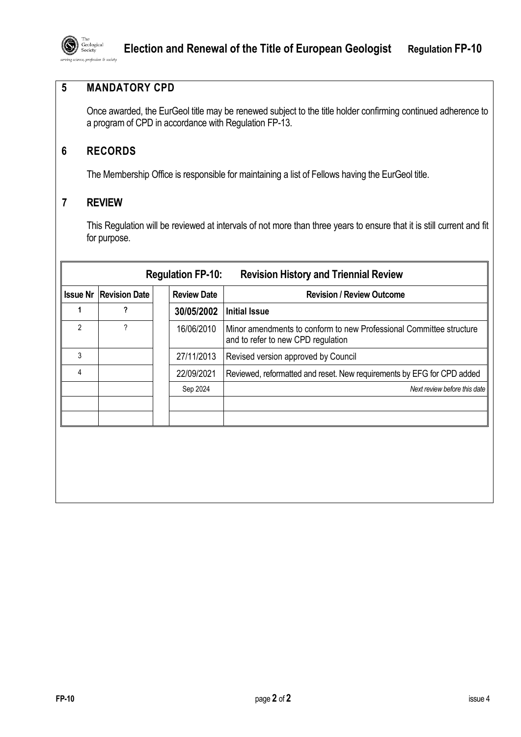## 5 MANDATORY CPD

Once awarded, the EurGeol title may be renewed subject to the title holder confirming continued adherence to a program of CPD in accordance with Regulation FP-13.

## 6 RECORDS

The Membership Office is responsible for maintaining a list of Fellows having the EurGeol title.

## 7 REVIEW

This Regulation will be reviewed at intervals of not more than three years to ensure that it is still current and fit for purpose.

**Regulation FP-10: Revision History and Triennial Review**

| Issue Nr | Revision Date | Review Date | Revision / Review Outcome |
|---|---|---|---|
| **1** | **?** | **30/05/2002** | **Initial Issue** |
| 2 | ? | 16/06/2010 | Minor amendments to conform to new Professional Committee structure and to refer to new CPD regulation |
| 3 | | 27/11/2013 | Revised version approved by Council |
| 4 | | 22/09/2021 | Reviewed, reformatted and reset. New requirements by EFG for CPD added |
| | | Sep 2024 | *Next review before this date* |
| | | | |
| | | | |